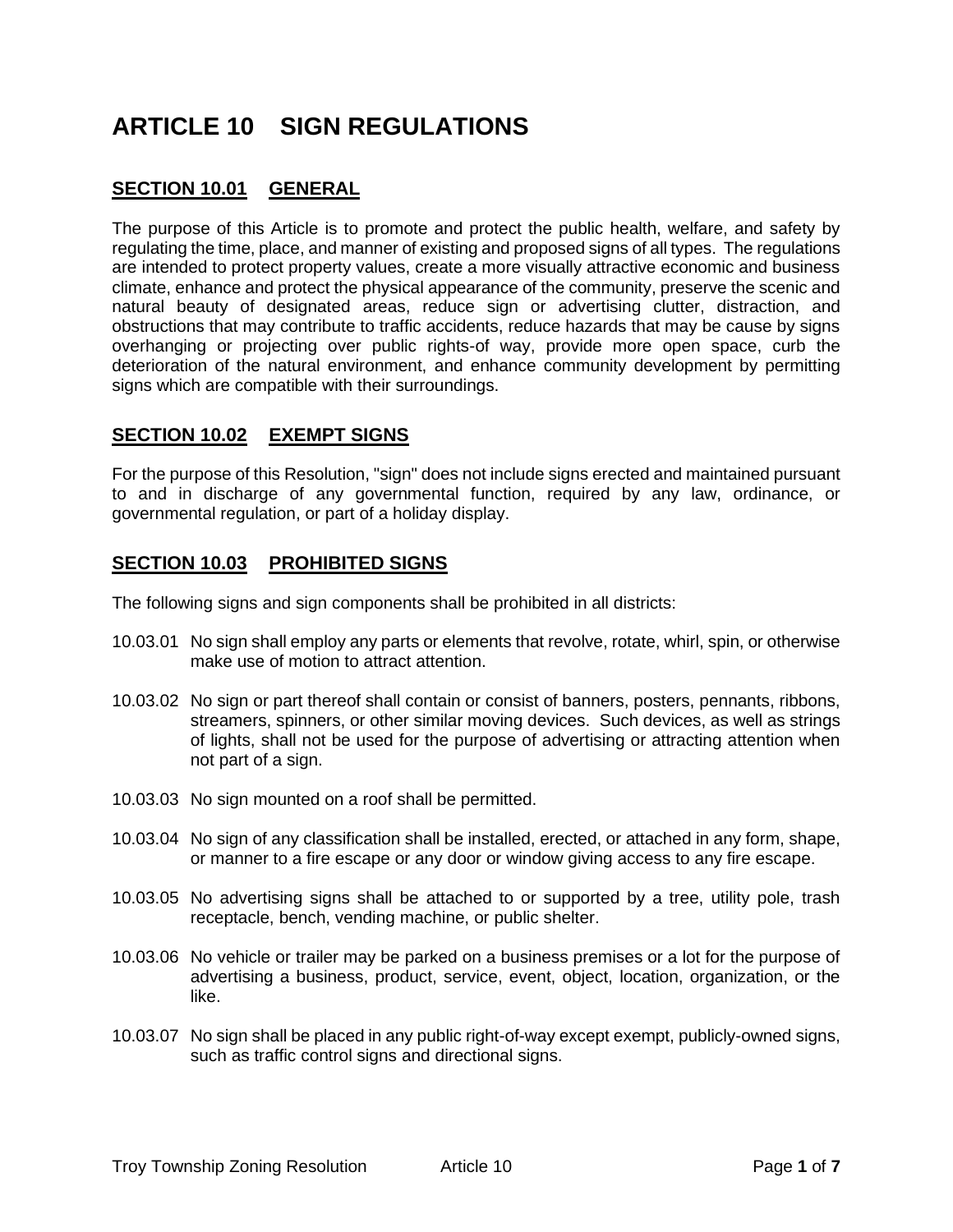# ARTICLE 10 SIGN REGULATIONS

## SECTION 10.01 GENERAL

The purpose of this Article is to promote and protect the public health, welfare, and safety by regulating the time, place, and manner of existing and proposed signs of all types. The regulations are intended to protect property values, create a more visually attractive economic and business climate, enhance and protect the physical appearance of the community, preserve the scenic and natural beauty of designated areas, reduce sign or advertising clutter, distraction, and obstructions that may contribute to traffic accidents, reduce hazards that may be cause by signs overhanging or projecting over public rights-of way, provide more open space, curb the deterioration of the natural environment, and enhance community development by permitting signs which are compatible with their surroundings.

## SECTION 10.02 EXEMPT SIGNS

For the purpose of this Resolution, "sign" does not include signs erected and maintained pursuant to and in discharge of any governmental function, required by any law, ordinance, or governmental regulation, or part of a holiday display.

## SECTION 10.03 PROHIBITED SIGNS

The following signs and sign components shall be prohibited in all districts:

10.03.01 No sign shall employ any parts or elements that revolve, rotate, whirl, spin, or otherwise make use of motion to attract attention.

10.03.02 No sign or part thereof shall contain or consist of banners, posters, pennants, ribbons, streamers, spinners, or other similar moving devices. Such devices, as well as strings of lights, shall not be used for the purpose of advertising or attracting attention when not part of a sign.

10.03.03 No sign mounted on a roof shall be permitted.

10.03.04 No sign of any classification shall be installed, erected, or attached in any form, shape, or manner to a fire escape or any door or window giving access to any fire escape.

10.03.05 No advertising signs shall be attached to or supported by a tree, utility pole, trash receptacle, bench, vending machine, or public shelter.

10.03.06 No vehicle or trailer may be parked on a business premises or a lot for the purpose of advertising a business, product, service, event, object, location, organization, or the like.

10.03.07 No sign shall be placed in any public right-of-way except exempt, publicly-owned signs, such as traffic control signs and directional signs.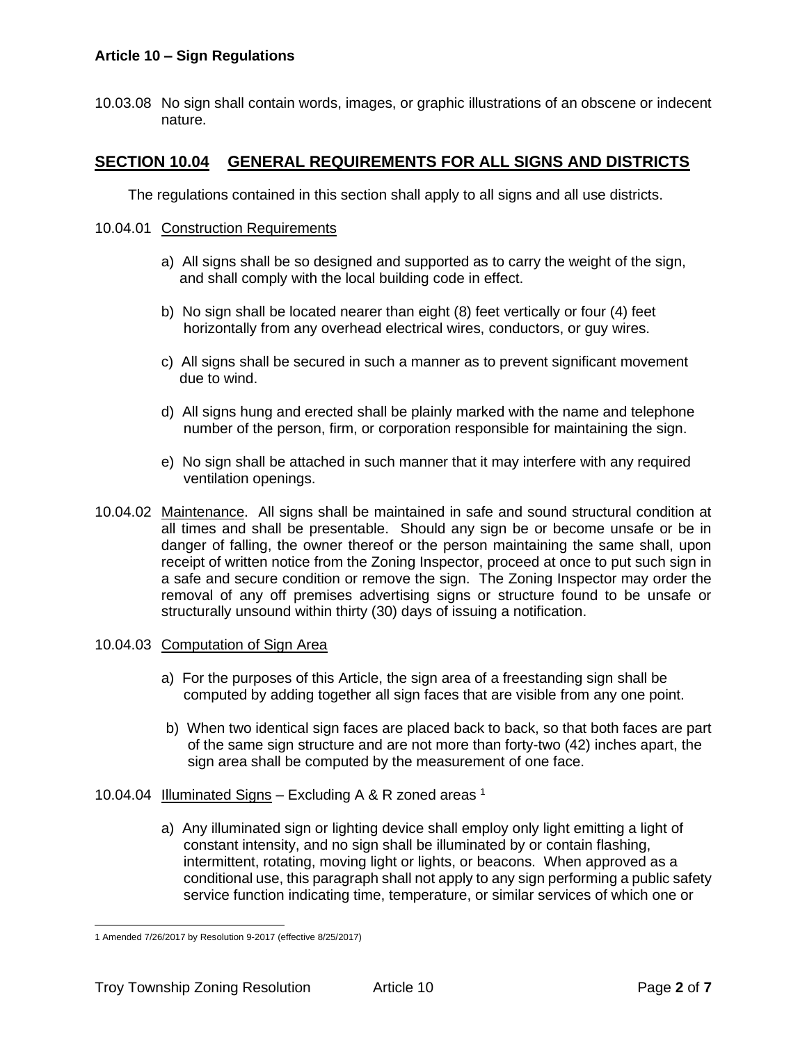10.03.08 No sign shall contain words, images, or graphic illustrations of an obscene or indecent nature.

## SECTION 10.04 GENERAL REQUIREMENTS FOR ALL SIGNS AND DISTRICTS

The regulations contained in this section shall apply to all signs and all use districts.

10.04.01 Construction Requirements

a) All signs shall be so designed and supported as to carry the weight of the sign, and shall comply with the local building code in effect.

b) No sign shall be located nearer than eight (8) feet vertically or four (4) feet horizontally from any overhead electrical wires, conductors, or guy wires.

c) All signs shall be secured in such a manner as to prevent significant movement due to wind.

d) All signs hung and erected shall be plainly marked with the name and telephone number of the person, firm, or corporation responsible for maintaining the sign.

e) No sign shall be attached in such manner that it may interfere with any required ventilation openings.

10.04.02 Maintenance. All signs shall be maintained in safe and sound structural condition at all times and shall be presentable. Should any sign be or become unsafe or be in danger of falling, the owner thereof or the person maintaining the same shall, upon receipt of written notice from the Zoning Inspector, proceed at once to put such sign in a safe and secure condition or remove the sign. The Zoning Inspector may order the removal of any off premises advertising signs or structure found to be unsafe or structurally unsound within thirty (30) days of issuing a notification.

10.04.03 Computation of Sign Area

a) For the purposes of this Article, the sign area of a freestanding sign shall be computed by adding together all sign faces that are visible from any one point.

b) When two identical sign faces are placed back to back, so that both faces are part of the same sign structure and are not more than forty-two (42) inches apart, the sign area shall be computed by the measurement of one face.

10.04.04 Illuminated Signs – Excluding A & R zoned areas [1]

a) Any illuminated sign or lighting device shall employ only light emitting a light of constant intensity, and no sign shall be illuminated by or contain flashing, intermittent, rotating, moving light or lights, or beacons. When approved as a conditional use, this paragraph shall not apply to any sign performing a public safety service function indicating time, temperature, or similar services of which one or

---

1 Amended 7/26/2017 by Resolution 9-2017 (effective 8/25/2017)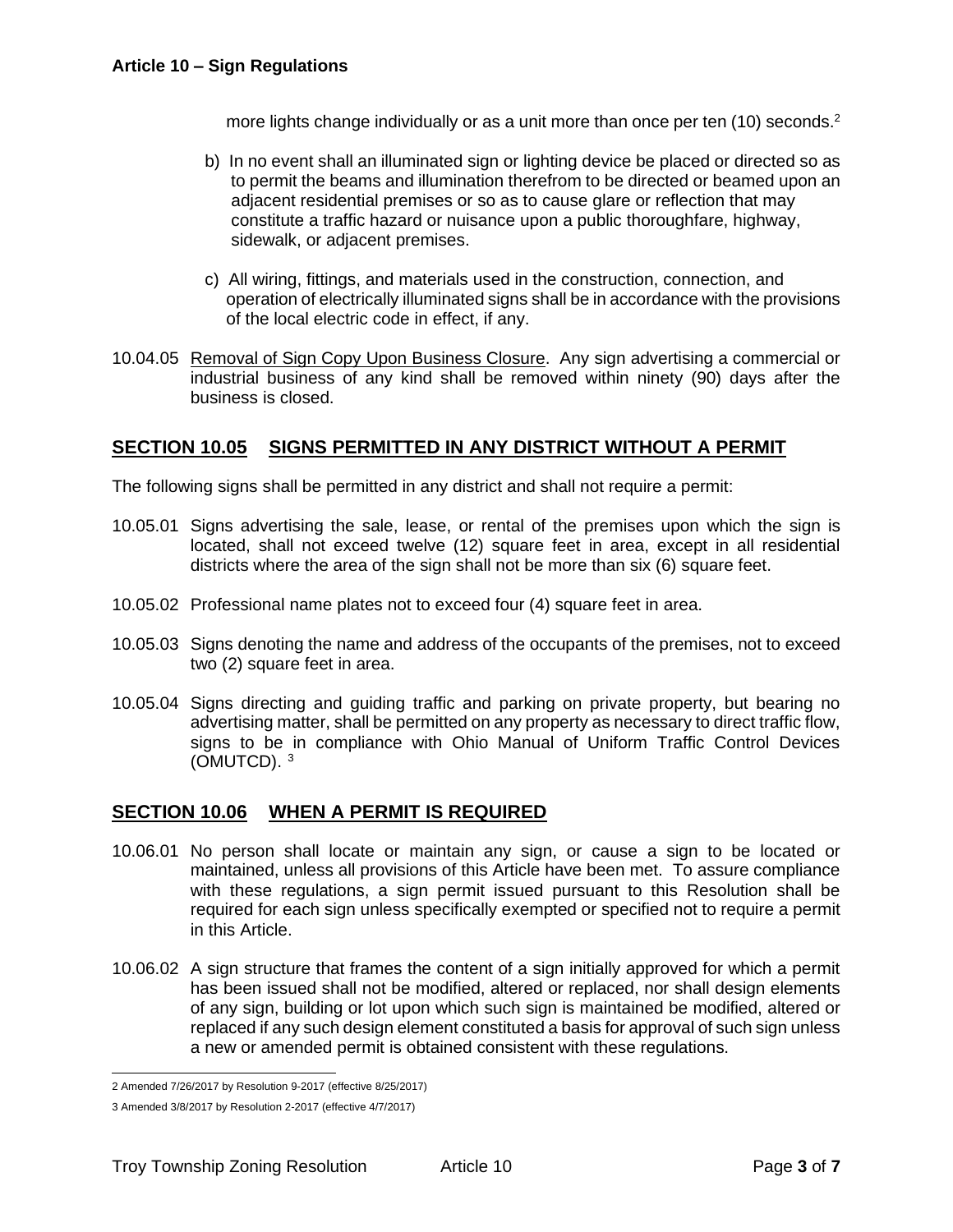more lights change individually or as a unit more than once per ten (10) seconds.[2]

b) In no event shall an illuminated sign or lighting device be placed or directed so as to permit the beams and illumination therefrom to be directed or beamed upon an adjacent residential premises or so as to cause glare or reflection that may constitute a traffic hazard or nuisance upon a public thoroughfare, highway, sidewalk, or adjacent premises.

c) All wiring, fittings, and materials used in the construction, connection, and operation of electrically illuminated signs shall be in accordance with the provisions of the local electric code in effect, if any.

10.04.05 Removal of Sign Copy Upon Business Closure. Any sign advertising a commercial or industrial business of any kind shall be removed within ninety (90) days after the business is closed.

## SECTION 10.05 SIGNS PERMITTED IN ANY DISTRICT WITHOUT A PERMIT

The following signs shall be permitted in any district and shall not require a permit:

10.05.01 Signs advertising the sale, lease, or rental of the premises upon which the sign is located, shall not exceed twelve (12) square feet in area, except in all residential districts where the area of the sign shall not be more than six (6) square feet.

10.05.02 Professional name plates not to exceed four (4) square feet in area.

10.05.03 Signs denoting the name and address of the occupants of the premises, not to exceed two (2) square feet in area.

10.05.04 Signs directing and guiding traffic and parking on private property, but bearing no advertising matter, shall be permitted on any property as necessary to direct traffic flow, signs to be in compliance with Ohio Manual of Uniform Traffic Control Devices (OMUTCD). [3]

## SECTION 10.06 WHEN A PERMIT IS REQUIRED

10.06.01 No person shall locate or maintain any sign, or cause a sign to be located or maintained, unless all provisions of this Article have been met. To assure compliance with these regulations, a sign permit issued pursuant to this Resolution shall be required for each sign unless specifically exempted or specified not to require a permit in this Article.

10.06.02 A sign structure that frames the content of a sign initially approved for which a permit has been issued shall not be modified, altered or replaced, nor shall design elements of any sign, building or lot upon which such sign is maintained be modified, altered or replaced if any such design element constituted a basis for approval of such sign unless a new or amended permit is obtained consistent with these regulations.

---

2 Amended 7/26/2017 by Resolution 9-2017 (effective 8/25/2017)

3 Amended 3/8/2017 by Resolution 2-2017 (effective 4/7/2017)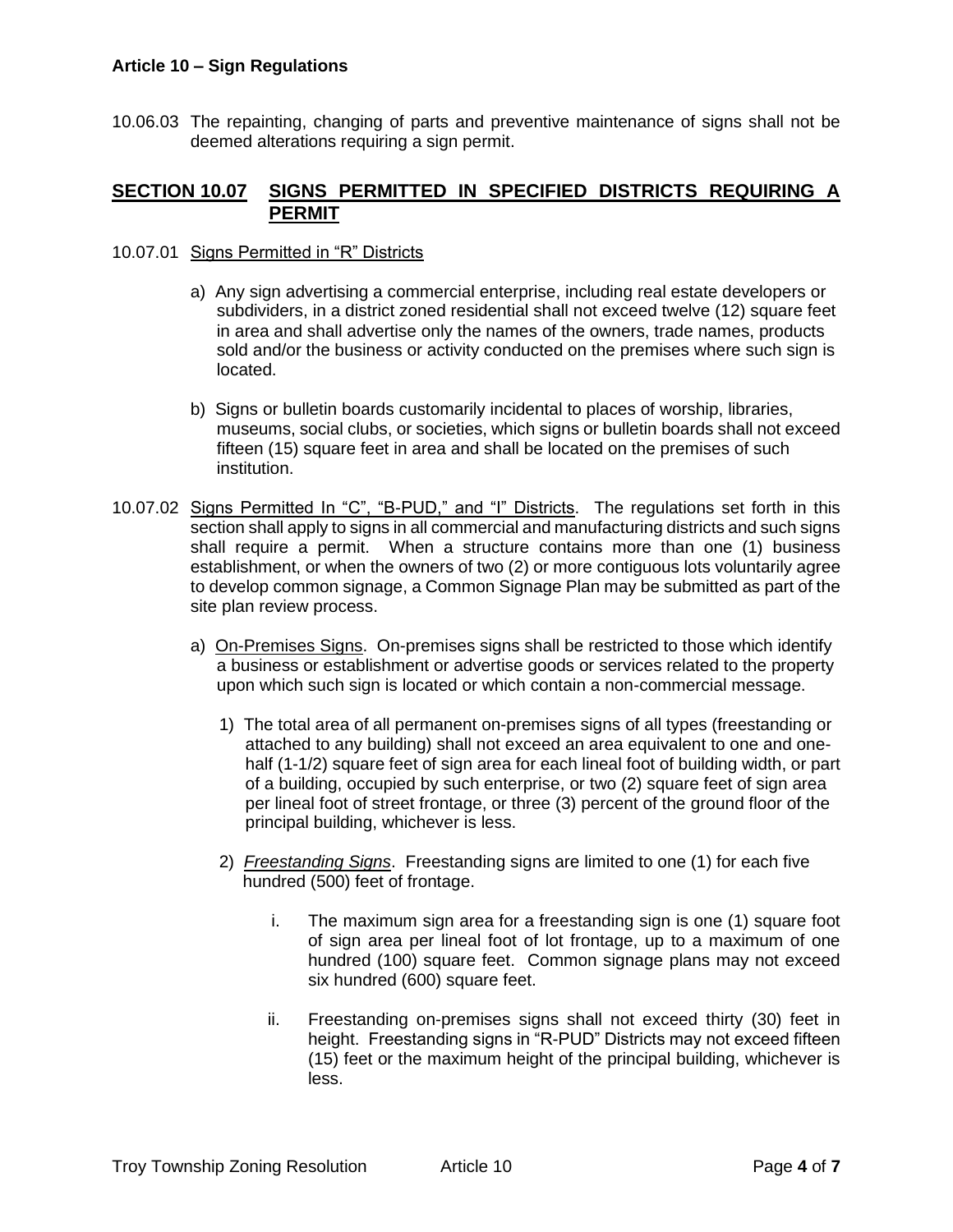10.06.03 The repainting, changing of parts and preventive maintenance of signs shall not be deemed alterations requiring a sign permit.

## SECTION 10.07 SIGNS PERMITTED IN SPECIFIED DISTRICTS REQUIRING A PERMIT

10.07.01 <u>Signs Permitted in "R" Districts</u>

a) Any sign advertising a commercial enterprise, including real estate developers or subdividers, in a district zoned residential shall not exceed twelve (12) square feet in area and shall advertise only the names of the owners, trade names, products sold and/or the business or activity conducted on the premises where such sign is located.

b) Signs or bulletin boards customarily incidental to places of worship, libraries, museums, social clubs, or societies, which signs or bulletin boards shall not exceed fifteen (15) square feet in area and shall be located on the premises of such institution.

10.07.02 <u>Signs Permitted In "C", "B-PUD," and "I" Districts</u>. The regulations set forth in this section shall apply to signs in all commercial and manufacturing districts and such signs shall require a permit. When a structure contains more than one (1) business establishment, or when the owners of two (2) or more contiguous lots voluntarily agree to develop common signage, a Common Signage Plan may be submitted as part of the site plan review process.

a) <u>On-Premises Signs</u>. On-premises signs shall be restricted to those which identify a business or establishment or advertise goods or services related to the property upon which such sign is located or which contain a non-commercial message.

1) The total area of all permanent on-premises signs of all types (freestanding or attached to any building) shall not exceed an area equivalent to one and one-half (1-1/2) square feet of sign area for each lineal foot of building width, or part of a building, occupied by such enterprise, or two (2) square feet of sign area per lineal foot of street frontage, or three (3) percent of the ground floor of the principal building, whichever is less.

2) <u>*Freestanding Signs*</u>. Freestanding signs are limited to one (1) for each five hundred (500) feet of frontage.

i. The maximum sign area for a freestanding sign is one (1) square foot of sign area per lineal foot of lot frontage, up to a maximum of one hundred (100) square feet. Common signage plans may not exceed six hundred (600) square feet.

ii. Freestanding on-premises signs shall not exceed thirty (30) feet in height. Freestanding signs in "R-PUD" Districts may not exceed fifteen (15) feet or the maximum height of the principal building, whichever is less.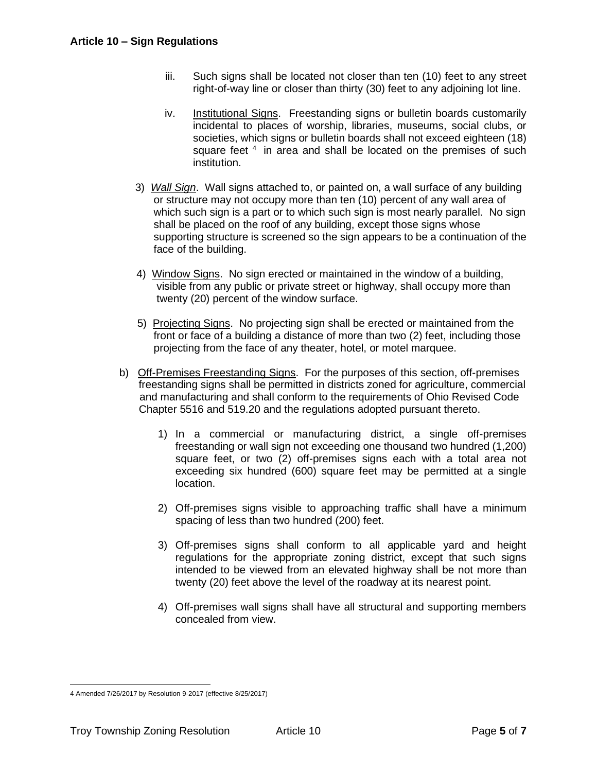iii. Such signs shall be located not closer than ten (10) feet to any street right-of-way line or closer than thirty (30) feet to any adjoining lot line.

iv. Institutional Signs. Freestanding signs or bulletin boards customarily incidental to places of worship, libraries, museums, social clubs, or societies, which signs or bulletin boards shall not exceed eighteen (18) square feet [4] in area and shall be located on the premises of such institution.

3) *Wall Sign*. Wall signs attached to, or painted on, a wall surface of any building or structure may not occupy more than ten (10) percent of any wall area of which such sign is a part or to which such sign is most nearly parallel. No sign shall be placed on the roof of any building, except those signs whose supporting structure is screened so the sign appears to be a continuation of the face of the building.

4) Window Signs. No sign erected or maintained in the window of a building, visible from any public or private street or highway, shall occupy more than twenty (20) percent of the window surface.

5) Projecting Signs. No projecting sign shall be erected or maintained from the front or face of a building a distance of more than two (2) feet, including those projecting from the face of any theater, hotel, or motel marquee.

b) Off-Premises Freestanding Signs. For the purposes of this section, off-premises freestanding signs shall be permitted in districts zoned for agriculture, commercial and manufacturing and shall conform to the requirements of Ohio Revised Code Chapter 5516 and 519.20 and the regulations adopted pursuant thereto.

1) In a commercial or manufacturing district, a single off-premises freestanding or wall sign not exceeding one thousand two hundred (1,200) square feet, or two (2) off-premises signs each with a total area not exceeding six hundred (600) square feet may be permitted at a single location.

2) Off-premises signs visible to approaching traffic shall have a minimum spacing of less than two hundred (200) feet.

3) Off-premises signs shall conform to all applicable yard and height regulations for the appropriate zoning district, except that such signs intended to be viewed from an elevated highway shall be not more than twenty (20) feet above the level of the roadway at its nearest point.

4) Off-premises wall signs shall have all structural and supporting members concealed from view.

---

4 Amended 7/26/2017 by Resolution 9-2017 (effective 8/25/2017)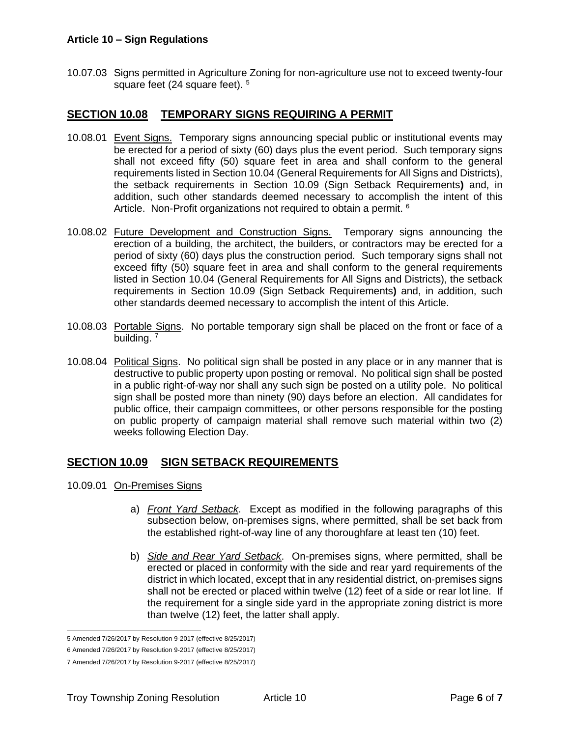10.07.03 Signs permitted in Agriculture Zoning for non-agriculture use not to exceed twenty-four square feet (24 square feet).[5]

## SECTION 10.08 TEMPORARY SIGNS REQUIRING A PERMIT

10.08.01 Event Signs. Temporary signs announcing special public or institutional events may be erected for a period of sixty (60) days plus the event period. Such temporary signs shall not exceed fifty (50) square feet in area and shall conform to the general requirements listed in Section 10.04 (General Requirements for All Signs and Districts), the setback requirements in Section 10.09 (Sign Setback Requirements**)** and, in addition, such other standards deemed necessary to accomplish the intent of this Article. Non-Profit organizations not required to obtain a permit.[6]

10.08.02 Future Development and Construction Signs. Temporary signs announcing the erection of a building, the architect, the builders, or contractors may be erected for a period of sixty (60) days plus the construction period. Such temporary signs shall not exceed fifty (50) square feet in area and shall conform to the general requirements listed in Section 10.04 (General Requirements for All Signs and Districts), the setback requirements in Section 10.09 (Sign Setback Requirements**)** and, in addition, such other standards deemed necessary to accomplish the intent of this Article.

10.08.03 Portable Signs. No portable temporary sign shall be placed on the front or face of a building.[7]

10.08.04 Political Signs. No political sign shall be posted in any place or in any manner that is destructive to public property upon posting or removal. No political sign shall be posted in a public right-of-way nor shall any such sign be posted on a utility pole. No political sign shall be posted more than ninety (90) days before an election. All candidates for public office, their campaign committees, or other persons responsible for the posting on public property of campaign material shall remove such material within two (2) weeks following Election Day.

## SECTION 10.09 SIGN SETBACK REQUIREMENTS

10.09.01 On-Premises Signs

a) *Front Yard Setback*. Except as modified in the following paragraphs of this subsection below, on-premises signs, where permitted, shall be set back from the established right-of-way line of any thoroughfare at least ten (10) feet.

b) *Side and Rear Yard Setback*. On-premises signs, where permitted, shall be erected or placed in conformity with the side and rear yard requirements of the district in which located, except that in any residential district, on-premises signs shall not be erected or placed within twelve (12) feet of a side or rear lot line. If the requirement for a single side yard in the appropriate zoning district is more than twelve (12) feet, the latter shall apply.

---

5 Amended 7/26/2017 by Resolution 9-2017 (effective 8/25/2017)

6 Amended 7/26/2017 by Resolution 9-2017 (effective 8/25/2017)

7 Amended 7/26/2017 by Resolution 9-2017 (effective 8/25/2017)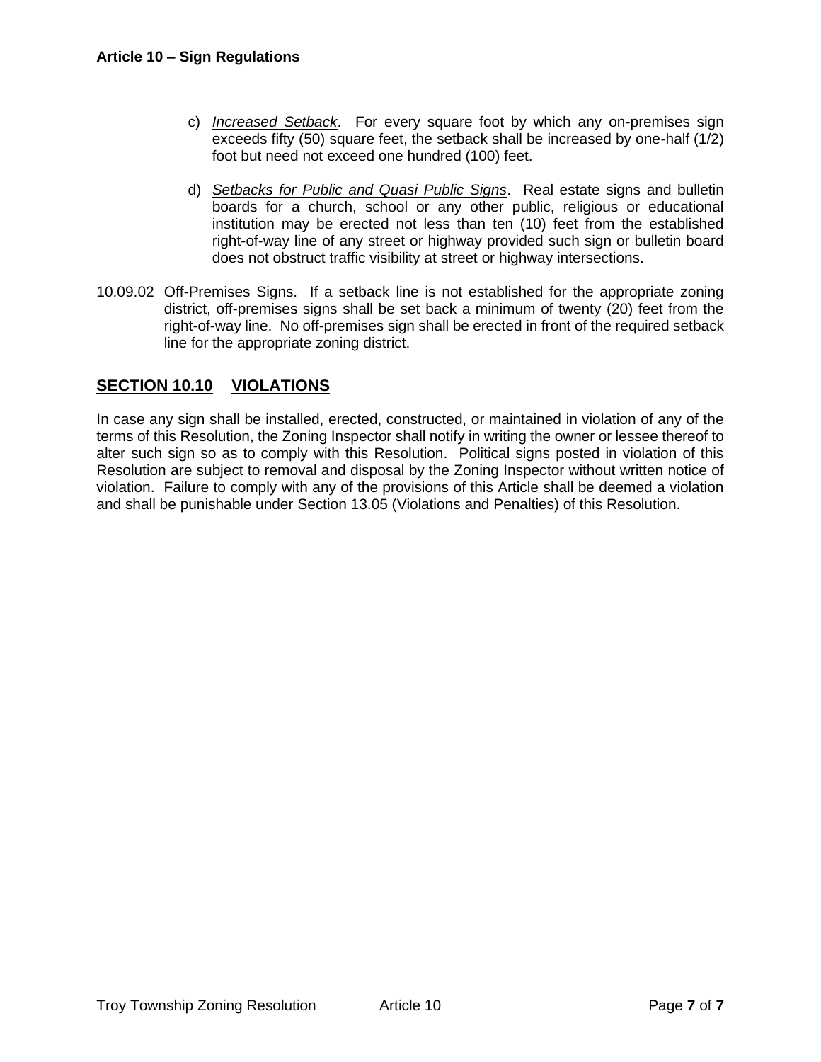c) *Increased Setback*. For every square foot by which any on-premises sign exceeds fifty (50) square feet, the setback shall be increased by one-half (1/2) foot but need not exceed one hundred (100) feet.

d) *Setbacks for Public and Quasi Public Signs*. Real estate signs and bulletin boards for a church, school or any other public, religious or educational institution may be erected not less than ten (10) feet from the established right-of-way line of any street or highway provided such sign or bulletin board does not obstruct traffic visibility at street or highway intersections.

10.09.02 Off-Premises Signs. If a setback line is not established for the appropriate zoning district, off-premises signs shall be set back a minimum of twenty (20) feet from the right-of-way line. No off-premises sign shall be erected in front of the required setback line for the appropriate zoning district.

## SECTION 10.10 VIOLATIONS

In case any sign shall be installed, erected, constructed, or maintained in violation of any of the terms of this Resolution, the Zoning Inspector shall notify in writing the owner or lessee thereof to alter such sign so as to comply with this Resolution. Political signs posted in violation of this Resolution are subject to removal and disposal by the Zoning Inspector without written notice of violation. Failure to comply with any of the provisions of this Article shall be deemed a violation and shall be punishable under Section 13.05 (Violations and Penalties) of this Resolution.